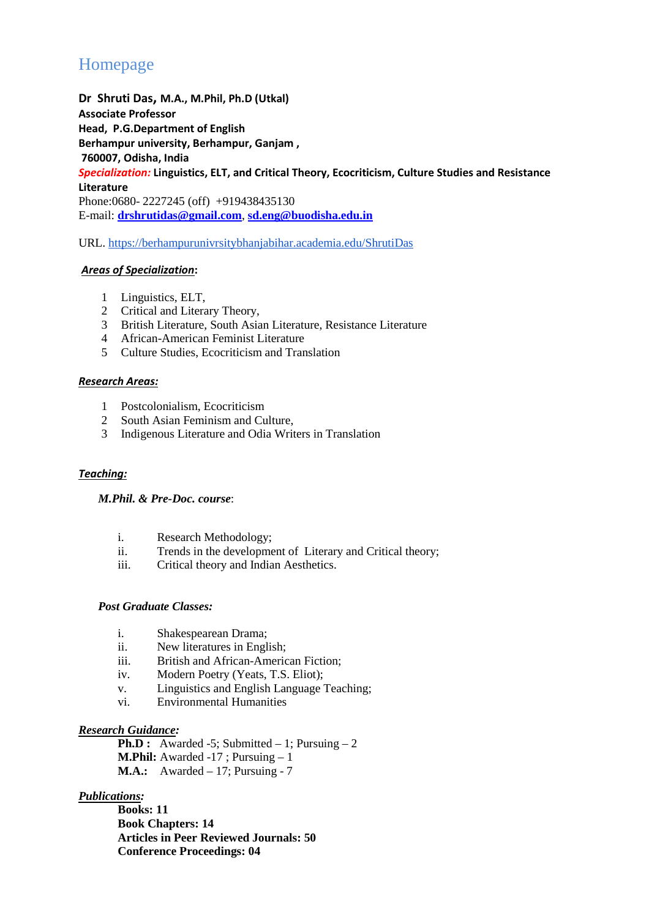# Homepage

**Dr Shruti Das, M.A., M.Phil, Ph.D (Utkal)**
**Associate Professor**
**Head, P.G.Department of English**
**Berhampur university, Berhampur, Ganjam ,**
**760007, Odisha, India**
***Specialization:*** **Linguistics, ELT, and Critical Theory, Ecocriticism, Culture Studies and Resistance Literature**
Phone:0680- 2227245 (off) +919438435130
E-mail: **drshrutidas@gmail.com**, **sd.eng@buodisha.edu.in**

URL. https://berhampurunivrsitybhanjabihar.academia.edu/ShrutiDas

***Areas of Specialization*:**

1 Linguistics, ELT,
2 Critical and Literary Theory,
3 British Literature, South Asian Literature, Resistance Literature
4 African-American Feminist Literature
5 Culture Studies, Ecocriticism and Translation

***Research Areas:***

1 Postcolonialism, Ecocriticism
2 South Asian Feminism and Culture,
3 Indigenous Literature and Odia Writers in Translation

***Teaching:***

***M.Phil. & Pre-Doc. course*:**

i. Research Methodology;
ii. Trends in the development of Literary and Critical theory;
iii. Critical theory and Indian Aesthetics.

***Post Graduate Classes:***

i. Shakespearean Drama;
ii. New literatures in English;
iii. British and African-American Fiction;
iv. Modern Poetry (Yeats, T.S. Eliot);
v. Linguistics and English Language Teaching;
vi. Environmental Humanities

***Research Guidance:***

**Ph.D :** Awarded -5; Submitted – 1; Pursuing – 2
**M.Phil:** Awarded -17 ; Pursuing – 1
**M.A.:** Awarded – 17; Pursuing - 7

***Publications:***

**Books: 11**
**Book Chapters: 14**
**Articles in Peer Reviewed Journals: 50**
**Conference Proceedings: 04**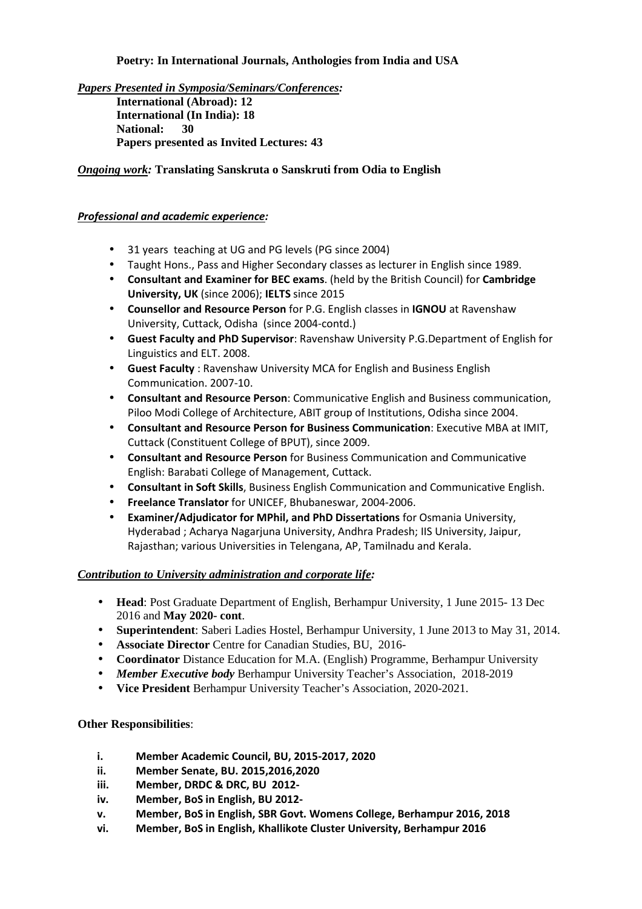**Poetry: In International Journals, Anthologies from India and USA**

***Papers Presented in Symposia/Seminars/Conferences:***

**International (Abroad): 12**
**International (In India): 18**
**National: 30**
**Papers presented as Invited Lectures: 43**

***Ongoing work:*** **Translating Sanskruta o Sanskruti from Odia to English**

***Professional and academic experience:***

- 31 years teaching at UG and PG levels (PG since 2004)
- Taught Hons., Pass and Higher Secondary classes as lecturer in English since 1989.
- **Consultant and Examiner for BEC exams**. (held by the British Council) for **Cambridge University, UK** (since 2006); **IELTS** since 2015
- **Counsellor and Resource Person** for P.G. English classes in **IGNOU** at Ravenshaw University, Cuttack, Odisha (since 2004-contd.)
- **Guest Faculty and PhD Supervisor**: Ravenshaw University P.G.Department of English for Linguistics and ELT. 2008.
- **Guest Faculty** : Ravenshaw University MCA for English and Business English Communication. 2007-10.
- **Consultant and Resource Person**: Communicative English and Business communication, Piloo Modi College of Architecture, ABIT group of Institutions, Odisha since 2004.
- **Consultant and Resource Person for Business Communication**: Executive MBA at IMIT, Cuttack (Constituent College of BPUT), since 2009.
- **Consultant and Resource Person** for Business Communication and Communicative English: Barabati College of Management, Cuttack.
- **Consultant in Soft Skills**, Business English Communication and Communicative English.
- **Freelance Translator** for UNICEF, Bhubaneswar, 2004-2006.
- **Examiner/Adjudicator for MPhil, and PhD Dissertations** for Osmania University, Hyderabad ; Acharya Nagarjuna University, Andhra Pradesh; IIS University, Jaipur, Rajasthan; various Universities in Telengana, AP, Tamilnadu and Kerala.

***Contribution to University administration and corporate life:***

- **Head**: Post Graduate Department of English, Berhampur University, 1 June 2015- 13 Dec 2016 and **May 2020- cont**.
- **Superintendent**: Saberi Ladies Hostel, Berhampur University, 1 June 2013 to May 31, 2014.
- **Associate Director** Centre for Canadian Studies, BU, 2016-
- **Coordinator** Distance Education for M.A. (English) Programme, Berhampur University
- ***Member Executive body*** Berhampur University Teacher's Association, 2018-2019
- **Vice President** Berhampur University Teacher's Association, 2020-2021.

**Other Responsibilities**:

i. **Member Academic Council, BU, 2015-2017, 2020**
ii. **Member Senate, BU. 2015,2016,2020**
iii. **Member, DRDC & DRC, BU 2012-**
iv. **Member, BoS in English, BU 2012-**
v. **Member, BoS in English, SBR Govt. Womens College, Berhampur 2016, 2018**
vi. **Member, BoS in English, Khallikote Cluster University, Berhampur 2016**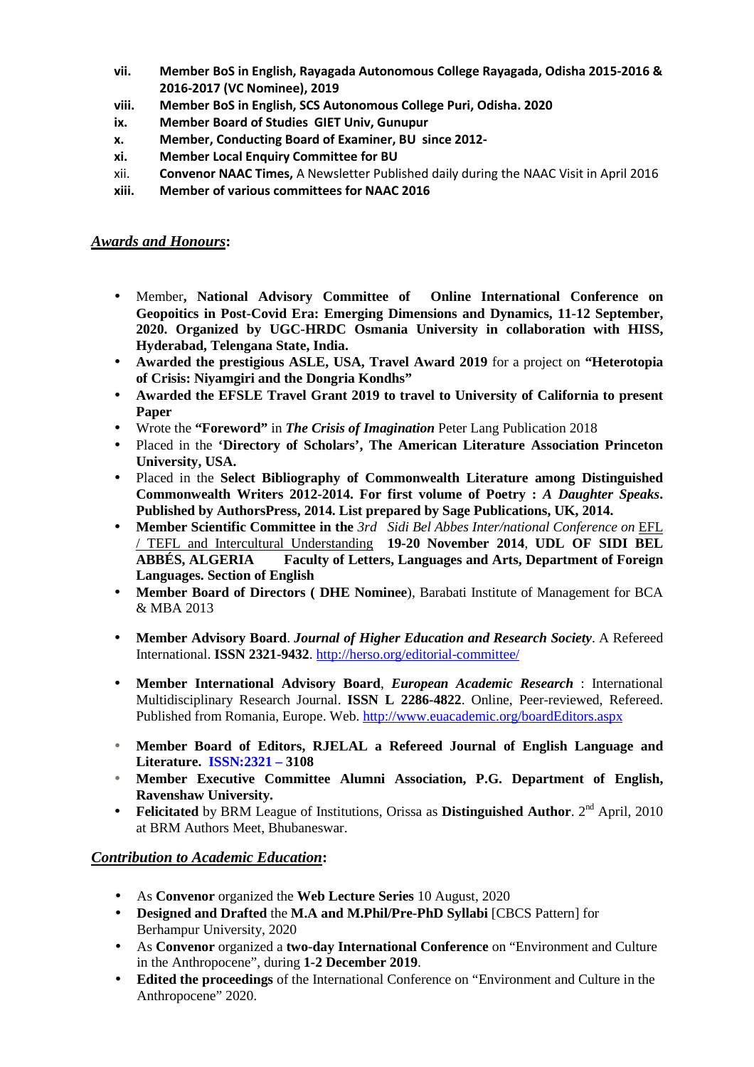vii. **Member BoS in English, Rayagada Autonomous College Rayagada, Odisha 2015-2016 & 2016-2017 (VC Nominee), 2019**
viii. **Member BoS in English, SCS Autonomous College Puri, Odisha. 2020**
ix. **Member Board of Studies GIET Univ, Gunupur**
x. **Member, Conducting Board of Examiner, BU since 2012-**
xi. **Member Local Enquiry Committee for BU**
xii. **Convenor NAAC Times,** A Newsletter Published daily during the NAAC Visit in April 2016
xiii. **Member of various committees for NAAC 2016**

## ***Awards and Honours*:**

- Member**, National Advisory Committee of Online International Conference on Geopoitics in Post-Covid Era: Emerging Dimensions and Dynamics, 11-12 September, 2020. Organized by UGC-HRDC Osmania University in collaboration with HISS, Hyderabad, Telengana State, India.**
- **Awarded the prestigious ASLE, USA, Travel Award 2019** for a project on **"Heterotopia of Crisis: Niyamgiri and the Dongria Kondhs"**
- **Awarded the EFSLE Travel Grant 2019 to travel to University of California to present Paper**
- Wrote the **"Foreword"** in ***The Crisis of Imagination*** Peter Lang Publication 2018
- Placed in the **'Directory of Scholars', The American Literature Association Princeton University, USA.**
- Placed in the **Select Bibliography of Commonwealth Literature among Distinguished Commonwealth Writers 2012-2014. For first volume of Poetry : *A Daughter Speaks*. Published by AuthorsPress, 2014. List prepared by Sage Publications, UK, 2014.**
- **Member Scientific Committee in the** *3rd Sidi Bel Abbes Inter/national Conference on* EFL / TEFL and Intercultural Understanding **19-20 November 2014**, **UDL OF SIDI BEL ABBÉS, ALGERIA Faculty of Letters, Languages and Arts, Department of Foreign Languages. Section of English**
- **Member Board of Directors ( DHE Nominee**), Barabati Institute of Management for BCA & MBA 2013
- **Member Advisory Board**. ***Journal of Higher Education and Research Society***. A Refereed International. **ISSN 2321-9432**. http://herso.org/editorial-committee/
- **Member International Advisory Board**, ***European Academic Research*** : International Multidisciplinary Research Journal. **ISSN L 2286-4822**. Online, Peer-reviewed, Refereed. Published from Romania, Europe. Web. http://www.euacademic.org/boardEditors.aspx
- **Member Board of Editors, RJELAL a Refereed Journal of English Language and Literature. ISSN:2321 – 3108**
- **Member Executive Committee Alumni Association, P.G. Department of English, Ravenshaw University.**
- **Felicitated** by BRM League of Institutions, Orissa as **Distinguished Author**. 2nd April, 2010 at BRM Authors Meet, Bhubaneswar.

## ***Contribution to Academic Education*:**

- As **Convenor** organized the **Web Lecture Series** 10 August, 2020
- **Designed and Drafted** the **M.A and M.Phil/Pre-PhD Syllabi** [CBCS Pattern] for Berhampur University, 2020
- As **Convenor** organized a **two-day International Conference** on "Environment and Culture in the Anthropocene", during **1-2 December 2019**.
- **Edited the proceedings** of the International Conference on "Environment and Culture in the Anthropocene" 2020.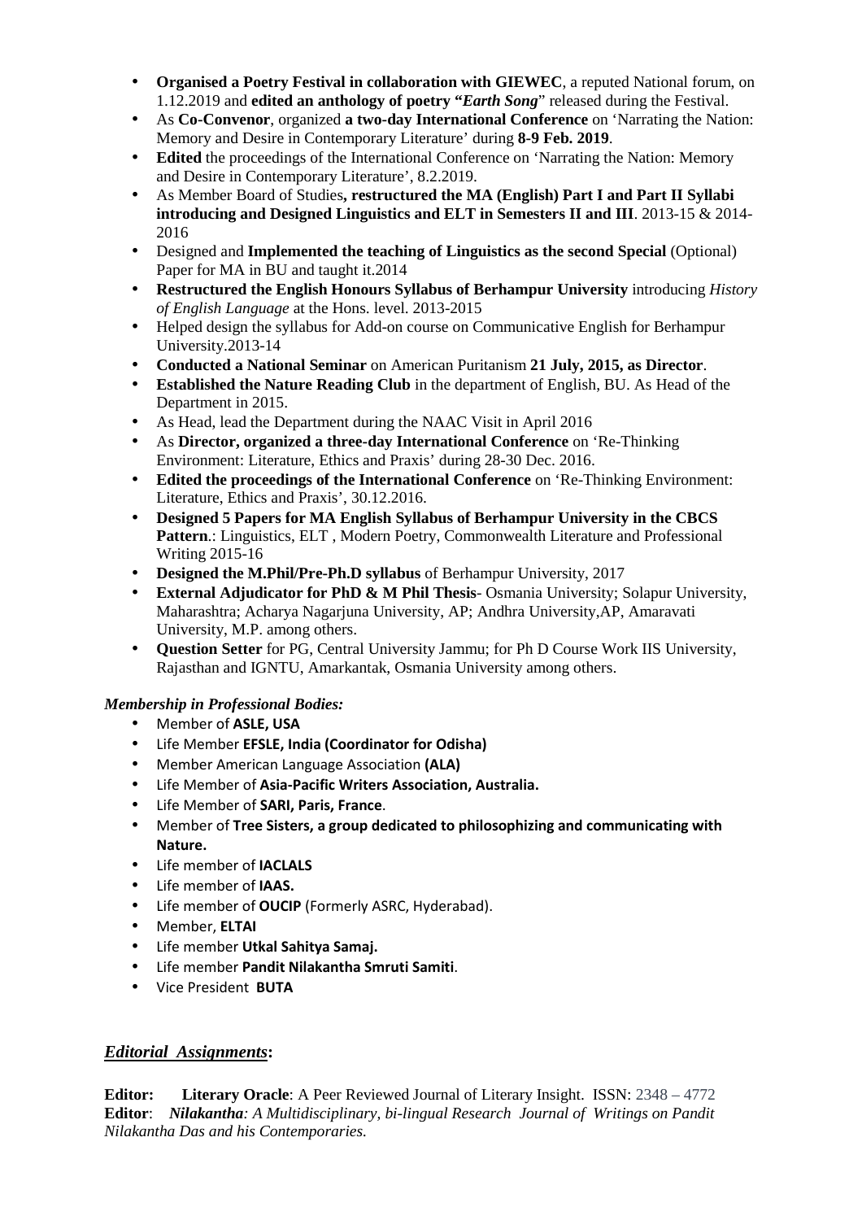- **Organised a Poetry Festival in collaboration with GIEWEC**, a reputed National forum, on 1.12.2019 and **edited an anthology of poetry "*Earth Song*"** released during the Festival.
- As **Co-Convenor**, organized **a two-day International Conference** on 'Narrating the Nation: Memory and Desire in Contemporary Literature' during **8-9 Feb. 2019**.
- **Edited** the proceedings of the International Conference on 'Narrating the Nation: Memory and Desire in Contemporary Literature', 8.2.2019.
- As Member Board of Studies**, restructured the MA (English) Part I and Part II Syllabi introducing and Designed Linguistics and ELT in Semesters II and III**. 2013-15 & 2014-2016
- Designed and **Implemented the teaching of Linguistics as the second Special** (Optional) Paper for MA in BU and taught it.2014
- **Restructured the English Honours Syllabus of Berhampur University** introducing *History of English Language* at the Hons. level. 2013-2015
- Helped design the syllabus for Add-on course on Communicative English for Berhampur University.2013-14
- **Conducted a National Seminar** on American Puritanism **21 July, 2015, as Director**.
- **Established the Nature Reading Club** in the department of English, BU. As Head of the Department in 2015.
- As Head, lead the Department during the NAAC Visit in April 2016
- As **Director, organized a three-day International Conference** on 'Re-Thinking Environment: Literature, Ethics and Praxis' during 28-30 Dec. 2016.
- **Edited the proceedings of the International Conference** on 'Re-Thinking Environment: Literature, Ethics and Praxis', 30.12.2016.
- **Designed 5 Papers for MA English Syllabus of Berhampur University in the CBCS Pattern**.: Linguistics, ELT , Modern Poetry, Commonwealth Literature and Professional Writing 2015-16
- **Designed the M.Phil/Pre-Ph.D syllabus** of Berhampur University, 2017
- **External Adjudicator for PhD & M Phil Thesis**- Osmania University; Solapur University, Maharashtra; Acharya Nagarjuna University, AP; Andhra University,AP, Amaravati University, M.P. among others.
- **Question Setter** for PG, Central University Jammu; for Ph D Course Work IIS University, Rajasthan and IGNTU, Amarkantak, Osmania University among others.

***Membership in Professional Bodies:***

- Member of **ASLE, USA**
- Life Member **EFSLE, India (Coordinator for Odisha)**
- Member American Language Association **(ALA)**
- Life Member of **Asia-Pacific Writers Association, Australia.**
- Life Member of **SARI, Paris, France**.
- Member of **Tree Sisters, a group dedicated to philosophizing and communicating with Nature.**
- Life member of **IACLALS**
- Life member of **IAAS.**
- Life member of **OUCIP** (Formerly ASRC, Hyderabad).
- Member, **ELTAI**
- Life member **Utkal Sahitya Samaj.**
- Life member **Pandit Nilakantha Smruti Samiti**.
- Vice President **BUTA**

## ***Editorial Assignments*:**

**Editor:** **Literary Oracle**: A Peer Reviewed Journal of Literary Insight. ISSN: 2348 – 4772
**Editor**: ***Nilakantha****: A Multidisciplinary, bi-lingual Research Journal of Writings on Pandit Nilakantha Das and his Contemporaries.*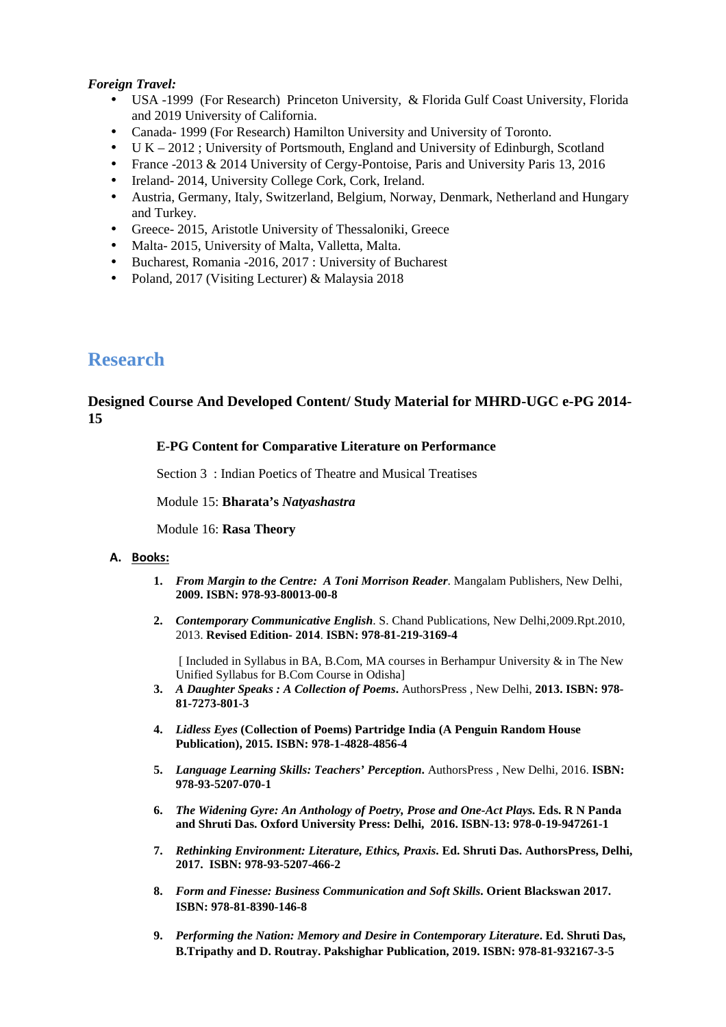*Foreign Travel:*

- USA -1999 (For Research) Princeton University, & Florida Gulf Coast University, Florida and 2019 University of California.
- Canada- 1999 (For Research) Hamilton University and University of Toronto.
- U K – 2012 ; University of Portsmouth, England and University of Edinburgh, Scotland
- France -2013 & 2014 University of Cergy-Pontoise, Paris and University Paris 13, 2016
- Ireland- 2014, University College Cork, Cork, Ireland.
- Austria, Germany, Italy, Switzerland, Belgium, Norway, Denmark, Netherland and Hungary and Turkey.
- Greece- 2015, Aristotle University of Thessaloniki, Greece
- Malta- 2015, University of Malta, Valletta, Malta.
- Bucharest, Romania -2016, 2017 : University of Bucharest
- Poland, 2017 (Visiting Lecturer) & Malaysia 2018

# Research

### Designed Course And Developed Content/ Study Material for MHRD-UGC e-PG 2014-15

**E-PG Content for Comparative Literature on Performance**

Section 3 : Indian Poetics of Theatre and Musical Treatises

Module 15: **Bharata's *Natyashastra***

Module 16: **Rasa Theory**

**A. Books:**

1. ***From Margin to the Centre: A Toni Morrison Reader***. Mangalam Publishers, New Delhi, **2009. ISBN: 978-93-80013-00-8**
2. ***Contemporary Communicative English***. S. Chand Publications, New Delhi,2009.Rpt.2010, 2013. **Revised Edition- 2014**. **ISBN: 978-81-219-3169-4**

   [ Included in Syllabus in BA, B.Com, MA courses in Berhampur University & in The New Unified Syllabus for B.Com Course in Odisha]
3. ***A Daughter Speaks : A Collection of Poems***. AuthorsPress , New Delhi, **2013. ISBN: 978-81-7273-801-3**
4. ***Lidless Eyes* (Collection of Poems) Partridge India (A Penguin Random House Publication), 2015. ISBN: 978-1-4828-4856-4**
5. ***Language Learning Skills: Teachers' Perception***. AuthorsPress , New Delhi, 2016. **ISBN: 978-93-5207-070-1**
6. ***The Widening Gyre: An Anthology of Poetry, Prose and One-Act Plays.* Eds. R N Panda and Shruti Das. Oxford University Press: Delhi, 2016. ISBN-13: 978-0-19-947261-1**
7. ***Rethinking Environment: Literature, Ethics, Praxis*. Ed. Shruti Das. AuthorsPress, Delhi, 2017. ISBN: 978-93-5207-466-2**
8. ***Form and Finesse: Business Communication and Soft Skills*. Orient Blackswan 2017. ISBN: 978-81-8390-146-8**
9. ***Performing the Nation: Memory and Desire in Contemporary Literature*. Ed. Shruti Das, B.Tripathy and D. Routray. Pakshighar Publication, 2019. ISBN: 978-81-932167-3-5**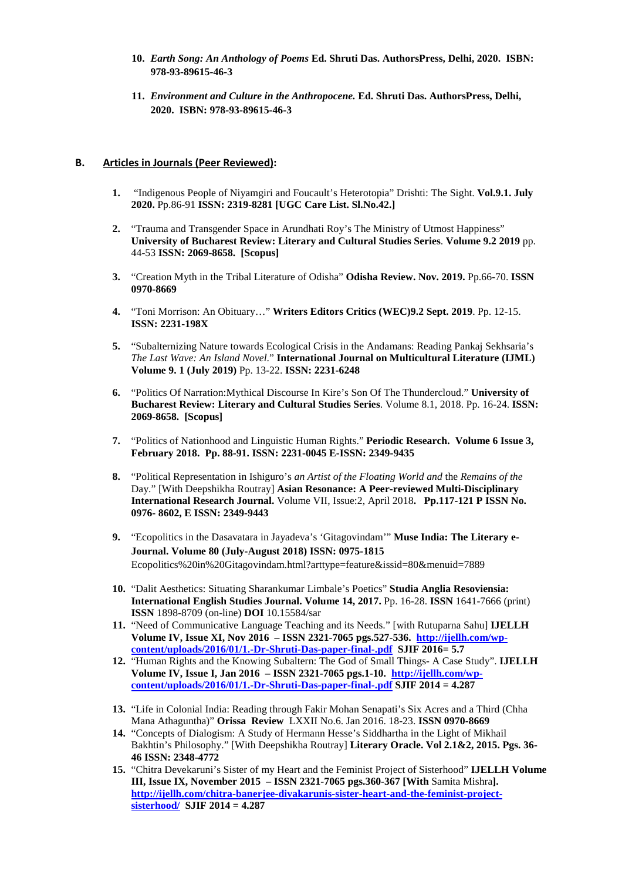10. ***Earth Song: An Anthology of Poems* Ed. Shruti Das. AuthorsPress, Delhi, 2020. ISBN: 978-93-89615-46-3**

11. ***Environment and Culture in the Anthropocene.* Ed. Shruti Das. AuthorsPress, Delhi, 2020. ISBN: 978-93-89615-46-3**

## B. Articles in Journals (Peer Reviewed):

1. "Indigenous People of Niyamgiri and Foucault's Heterotopia" Drishti: The Sight. **Vol.9.1. July 2020.** Pp.86-91 **ISSN: 2319-8281 [UGC Care List. Sl.No.42.]**

2. "Trauma and Transgender Space in Arundhati Roy's The Ministry of Utmost Happiness" **University of Bucharest Review: Literary and Cultural Studies Series**. **Volume 9.2 2019** pp. 44-53 **ISSN: 2069-8658. [Scopus]**

3. "Creation Myth in the Tribal Literature of Odisha" **Odisha Review. Nov. 2019.** Pp.66-70. **ISSN 0970-8669**

4. "Toni Morrison: An Obituary…" **Writers Editors Critics (WEC)9.2 Sept. 2019**. Pp. 12-15. **ISSN: 2231-198X**

5. "Subalternizing Nature towards Ecological Crisis in the Andamans: Reading Pankaj Sekhsaria's *The Last Wave: An Island Novel*." **International Journal on Multicultural Literature (IJML) Volume 9. 1 (July 2019)** Pp. 13-22. **ISSN: 2231-6248**

6. "Politics Of Narration:Mythical Discourse In Kire's Son Of The Thundercloud." **University of Bucharest Review: Literary and Cultural Studies Series**. Volume 8.1, 2018. Pp. 16-24. **ISSN: 2069-8658. [Scopus]**

7. "Politics of Nationhood and Linguistic Human Rights." **Periodic Research. Volume 6 Issue 3, February 2018. Pp. 88-91. ISSN: 2231-0045 E-ISSN: 2349-9435**

8. "Political Representation in Ishiguro's *an Artist of the Floating World and* the *Remains of the* Day." [With Deepshikha Routray] **Asian Resonance: A Peer-reviewed Multi-Disciplinary International Research Journal.** Volume VII, Issue:2, April 2018**. Pp.117-121 P ISSN No. 0976- 8602, E ISSN: 2349-9443**

9. "Ecopolitics in the Dasavatara in Jayadeva's 'Gitagovindam'" **Muse India: The Literary e-Journal. Volume 80 (July-August 2018) ISSN: 0975-1815** Ecopolitics%20in%20Gitagovindam.html?arttype=feature&issid=80&menuid=7889

10. "Dalit Aesthetics: Situating Sharankumar Limbale's Poetics" **Studia Anglia Resoviensia: International English Studies Journal. Volume 14, 2017.** Pp. 16-28. **ISSN** 1641-7666 (print) **ISSN** 1898-8709 (on-line) **DOI** 10.15584/sar

11. "Need of Communicative Language Teaching and its Needs." [with Rutuparna Sahu] **IJELLH Volume IV, Issue XI, Nov 2016 – ISSN 2321-7065 pgs.527-536. [http://ijellh.com/wp-content/uploads/2016/01/1.-Dr-Shruti-Das-paper-final-.pdf](http://ijellh.com/wp-content/uploads/2016/01/1.-Dr-Shruti-Das-paper-final-.pdf) SJIF 2016= 5.7**

12. "Human Rights and the Knowing Subaltern: The God of Small Things- A Case Study". **IJELLH Volume IV, Issue I, Jan 2016 – ISSN 2321-7065 pgs.1-10. [http://ijellh.com/wp-content/uploads/2016/01/1.-Dr-Shruti-Das-paper-final-.pdf](http://ijellh.com/wp-content/uploads/2016/01/1.-Dr-Shruti-Das-paper-final-.pdf) SJIF 2014 = 4.287**

13. "Life in Colonial India: Reading through Fakir Mohan Senapati's Six Acres and a Third (Chha Mana Athaguntha)" **Orissa Review** LXXII No.6. Jan 2016. 18-23. **ISSN 0970-8669**

14. "Concepts of Dialogism: A Study of Hermann Hesse's Siddhartha in the Light of Mikhail Bakhtin's Philosophy." [With Deepshikha Routray] **Literary Oracle. Vol 2.1&2, 2015. Pgs. 36-46 ISSN: 2348-4772**

15. "Chitra Devekaruni's Sister of my Heart and the Feminist Project of Sisterhood" **IJELLH Volume III, Issue IX, November 2015 – ISSN 2321-7065 pgs.360-367 [With** Samita Mishra**]. [http://ijellh.com/chitra-banerjee-divakarunis-sister-heart-and-the-feminist-project-sisterhood/](http://ijellh.com/chitra-banerjee-divakarunis-sister-heart-and-the-feminist-project-sisterhood/) SJIF 2014 = 4.287**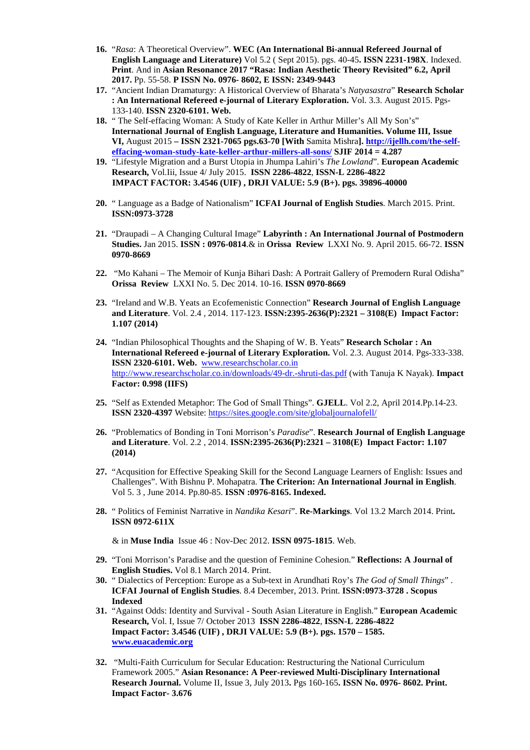16. "*Rasa*: A Theoretical Overview". **WEC (An International Bi-annual Refereed Journal of English Language and Literature)** Vol 5.2 ( Sept 2015). pgs. 40-45**. ISSN 2231-198X**. Indexed. **Print**. And in **Asian Resonance 2017 "Rasa: Indian Aesthetic Theory Revisited" 6.2, April 2017.** Pp. 55-58. **P ISSN No. 0976- 8602, E ISSN: 2349-9443**
17. "Ancient Indian Dramaturgy: A Historical Overview of Bharata's *Natyasastra*" **Research Scholar : An International Refereed e-journal of Literary Exploration.** Vol. 3.3. August 2015. Pgs- 133-140. **ISSN 2320-6101. Web.**
18. " The Self-effacing Woman: A Study of Kate Keller in Arthur Miller's All My Son's" **International Journal of English Language, Literature and Humanities. Volume III, Issue VI,** August 2015 **– ISSN 2321-7065 pgs.63-70 [With** Samita Mishra**]. http://ijellh.com/the-self-effacing-woman-study-kate-keller-arthur-millers-all-sons/ SJIF 2014 = 4.287**
19. "Lifestyle Migration and a Burst Utopia in Jhumpa Lahiri's *The Lowland*". **European Academic Research,** Vol.Iii, Issue 4/ July 2015. **ISSN 2286-4822**, **ISSN-L 2286-4822 IMPACT FACTOR: 3.4546 (UIF) , DRJI VALUE: 5.9 (B+). pgs. 39896-40000**
20. " Language as a Badge of Nationalism" **ICFAI Journal of English Studies**. March 2015. Print. **ISSN:0973-3728**
21. "Draupadi – A Changing Cultural Image" **Labyrinth : An International Journal of Postmodern Studies.** Jan 2015. **ISSN : 0976-0814**.& in **Orissa Review** LXXI No. 9. April 2015. 66-72. **ISSN 0970-8669**
22. "Mo Kahani – The Memoir of Kunja Bihari Dash: A Portrait Gallery of Premodern Rural Odisha" **Orissa Review** LXXI No. 5. Dec 2014. 10-16. **ISSN 0970-8669**
23. "Ireland and W.B. Yeats an Ecofemenistic Connection" **Research Journal of English Language and Literature**. Vol. 2.4 , 2014. 117-123. **ISSN:2395-2636(P):2321 – 3108(E) Impact Factor: 1.107 (2014)**
24. "Indian Philosophical Thoughts and the Shaping of W. B. Yeats" **Research Scholar : An International Refereed e-journal of Literary Exploration.** Vol. 2.3. August 2014. Pgs-333-338. **ISSN 2320-6101. Web.** www.researchscholar.co.in http://www.researchscholar.co.in/downloads/49-dr.-shruti-das.pdf (with Tanuja K Nayak). **Impact Factor: 0.998 (IIFS)**
25. "Self as Extended Metaphor: The God of Small Things". **GJELL**. Vol 2.2, April 2014.Pp.14-23. **ISSN 2320-4397** Website: https://sites.google.com/site/globaljournalofell/
26. "Problematics of Bonding in Toni Morrison's *Paradise*". **Research Journal of English Language and Literature**. Vol. 2.2 , 2014. **ISSN:2395-2636(P):2321 – 3108(E) Impact Factor: 1.107 (2014)**
27. "Acqusition for Effective Speaking Skill for the Second Language Learners of English: Issues and Challenges". With Bishnu P. Mohapatra. **The Criterion: An International Journal in English**. Vol 5. 3 , June 2014. Pp.80-85. **ISSN :0976-8165. Indexed.**
28. " Politics of Feminist Narrative in *Nandika Kesari*". **Re-Markings**. Vol 13.2 March 2014. Print**. ISSN 0972-611X**

    & in **Muse India** Issue 46 : Nov-Dec 2012. **ISSN 0975-1815**. Web.
29. "Toni Morrison's Paradise and the question of Feminine Cohesion." **Reflections: A Journal of English Studies.** Vol 8.1 March 2014. Print.
30. " Dialectics of Perception: Europe as a Sub-text in Arundhati Roy's *The God of Small Things*" . **ICFAI Journal of English Studies**. 8.4 December, 2013. Print. **ISSN:0973-3728 . Scopus Indexed**
31. "Against Odds: Identity and Survival - South Asian Literature in English." **European Academic Research,** Vol. I, Issue 7/ October 2013 **ISSN 2286-4822**, **ISSN-L 2286-4822 Impact Factor: 3.4546 (UIF) , DRJI VALUE: 5.9 (B+). pgs. 1570 – 1585. www.euacademic.org**
32. "Multi-Faith Curriculum for Secular Education: Restructuring the National Curriculum Framework 2005." **Asian Resonance: A Peer-reviewed Multi-Disciplinary International Research Journal.** Volume II, Issue 3, July 2013**.** Pgs 160-165**. ISSN No. 0976- 8602. Print. Impact Factor- 3.676**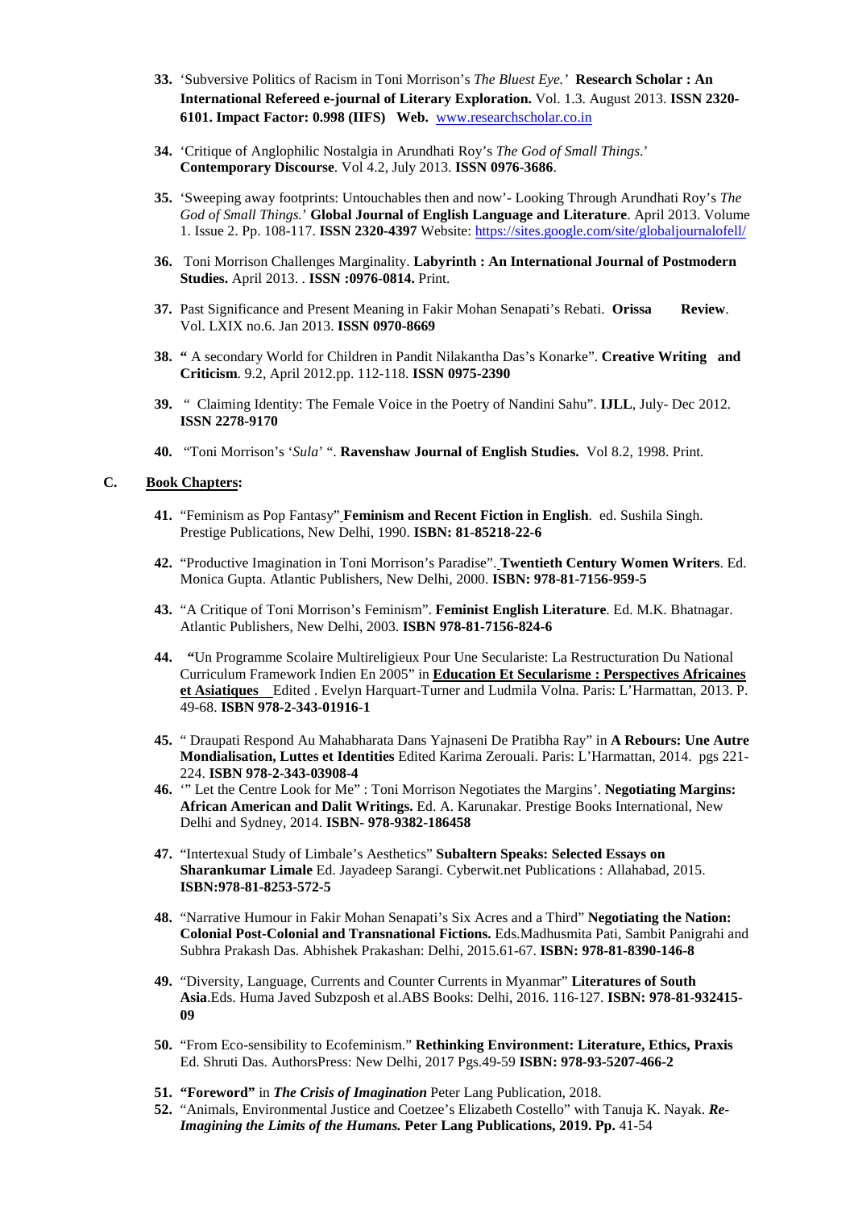33. 'Subversive Politics of Racism in Toni Morrison's *The Bluest Eye.*' **Research Scholar : An International Refereed e-journal of Literary Exploration.** Vol. 1.3. August 2013. **ISSN 2320-6101. Impact Factor: 0.998 (IIFS) Web.** www.researchscholar.co.in

34. 'Critique of Anglophilic Nostalgia in Arundhati Roy's *The God of Small Things.*' **Contemporary Discourse**. Vol 4.2, July 2013. **ISSN 0976-3686**.

35. 'Sweeping away footprints: Untouchables then and now'- Looking Through Arundhati Roy's *The God of Small Things.*' **Global Journal of English Language and Literature**. April 2013. Volume 1. Issue 2. Pp. 108-117. **ISSN 2320-4397** Website: https://sites.google.com/site/globaljournalofell/

36. Toni Morrison Challenges Marginality. **Labyrinth : An International Journal of Postmodern Studies.** April 2013. . **ISSN :0976-0814.** Print.

37. Past Significance and Present Meaning in Fakir Mohan Senapati's Rebati. **Orissa Review**. Vol. LXIX no.6. Jan 2013. **ISSN 0970-8669**

38. **"** A secondary World for Children in Pandit Nilakantha Das's Konarke". **Creative Writing and Criticism**. 9.2, April 2012.pp. 112-118. **ISSN 0975-2390**

39. " Claiming Identity: The Female Voice in the Poetry of Nandini Sahu". **IJLL**, July- Dec 2012. **ISSN 2278-9170**

40. "Toni Morrison's '*Sula*' ". **Ravenshaw Journal of English Studies.** Vol 8.2, 1998. Print.

### C. <u>Book Chapters</u>:

41. "Feminism as Pop Fantasy" **Feminism and Recent Fiction in English**. ed. Sushila Singh. Prestige Publications, New Delhi, 1990. **ISBN: 81-85218-22-6**

42. "Productive Imagination in Toni Morrison's Paradise". **Twentieth Century Women Writers**. Ed. Monica Gupta. Atlantic Publishers, New Delhi, 2000. **ISBN: 978-81-7156-959-5**

43. "A Critique of Toni Morrison's Feminism". **Feminist English Literature**. Ed. M.K. Bhatnagar. Atlantic Publishers, New Delhi, 2003. **ISBN 978-81-7156-824-6**

44. **"**Un Programme Scolaire Multireligieux Pour Une Secularisté: La Restructuration Du National Curriculum Framework Indien En 2005" in **<u>Education Et Secularisme : Perspectives Africaines et Asiatiques</u>** Edited . Evelyn Harquart-Turner and Ludmila Volna. Paris: L'Harmattan, 2013. P. 49-68. **ISBN 978-2-343-01916-1**

45. " Draupati Respond Au Mahabharata Dans Yajnaseni De Pratibha Ray" in **A Rebours: Une Autre Mondialisation, Luttes et Identities** Edited Karima Zerouali. Paris: L'Harmattan, 2014. pgs 221-224. **ISBN 978-2-343-03908-4**

46. '" Let the Centre Look for Me" : Toni Morrison Negotiates the Margins'. **Negotiating Margins: African American and Dalit Writings.** Ed. A. Karunakar. Prestige Books International, New Delhi and Sydney, 2014. **ISBN- 978-9382-186458**

47. "Intertexual Study of Limbale's Aesthetics" **Subaltern Speaks: Selected Essays on Sharankumar Limale** Ed. Jayadeep Sarangi. Cyberwit.net Publications : Allahabad, 2015. **ISBN:978-81-8253-572-5**

48. "Narrative Humour in Fakir Mohan Senapati's Six Acres and a Third" **Negotiating the Nation: Colonial Post-Colonial and Transnational Fictions.** Eds.Madhusmita Pati, Sambit Panigrahi and Subhra Prakash Das. Abhishek Prakashan: Delhi, 2015.61-67. **ISBN: 978-81-8390-146-8**

49. "Diversity, Language, Currents and Counter Currents in Myanmar" **Literatures of South Asia**.Eds. Huma Javed Subzposh et al.ABS Books: Delhi, 2016. 116-127. **ISBN: 978-81-932415-09**

50. "From Eco-sensibility to Ecofeminism." **Rethinking Environment: Literature, Ethics, Praxis** Ed. Shruti Das. AuthorsPress: New Delhi, 2017 Pgs.49-59 **ISBN: 978-93-5207-466-2**

51. **"Foreword"** in ***The Crisis of Imagination*** Peter Lang Publication, 2018.

52. "Animals, Environmental Justice and Coetzee's Elizabeth Costello" with Tanuja K. Nayak. ***Re-Imagining the Limits of the Humans.*** **Peter Lang Publications, 2019. Pp.** 41-54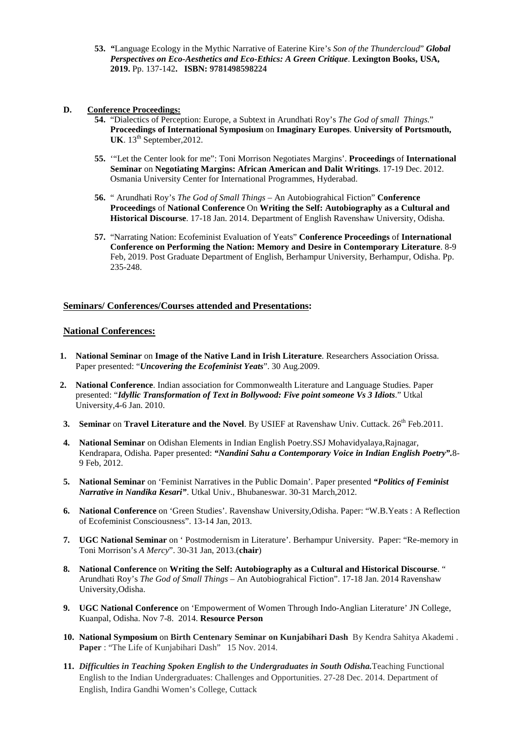53. **"**Language Ecology in the Mythic Narrative of Eaterine Kire's *Son of the Thundercloud*" ***Global Perspectives on Eco-Aesthetics and Eco-Ethics: A Green Critique*.** **Lexington Books, USA, 2019.** Pp. 137-142**.** **ISBN: 9781498598224**

**D. Conference Proceedings:**

54. "Dialectics of Perception: Europe, a Subtext in Arundhati Roy's *The God of small Things.*" **Proceedings of International Symposium** on **Imaginary Europes**. **University of Portsmouth, UK**. 13th September,2012.

55. '"Let the Center look for me": Toni Morrison Negotiates Margins'. **Proceedings** of **International Seminar** on **Negotiating Margins: African American and Dalit Writings**. 17-19 Dec. 2012. Osmania University Center for International Programmes, Hyderabad.

56. " Arundhati Roy's *The God of Small Things* – An Autobiograhical Fiction" **Conference Proceedings** of **National Conference** On **Writing the Self: Autobiography as a Cultural and Historical Discourse**. 17-18 Jan. 2014. Department of English Ravenshaw University, Odisha.

57. "Narrating Nation: Ecofeminist Evaluation of Yeats" **Conference Proceedings** of **International Conference on Performing the Nation: Memory and Desire in Contemporary Literature**. 8-9 Feb, 2019. Post Graduate Department of English, Berhampur University, Berhampur, Odisha. Pp. 235-248.

## Seminars/ Conferences/Courses attended and Presentations:

### National Conferences:

1. **National Seminar** on **Image of the Native Land in Irish Literature**. Researchers Association Orissa. Paper presented: "***Uncovering the Ecofeminist Yeats***". 30 Aug.2009.

2. **National Conference**. Indian association for Commonwealth Literature and Language Studies. Paper presented: "***Idyllic Transformation of Text in Bollywood: Five point someone Vs 3 Idiots***." Utkal University,4-6 Jan. 2010.

3. **Seminar** on **Travel Literature and the Novel**. By USIEF at Ravenshaw Univ. Cuttack. 26th Feb.2011.

4. **National Seminar** on Odishan Elements in Indian English Poetry.SSJ Mohavidyalaya,Rajnagar, Kendrapara, Odisha. Paper presented: ***"Nandini Sahu a Contemporary Voice in Indian English Poetry".***8-9 Feb, 2012.

5. **National Seminar** on 'Feminist Narratives in the Public Domain'. Paper presented ***"Politics of Feminist Narrative in Nandika Kesari"***. Utkal Univ., Bhubaneswar. 30-31 March,2012.

6. **National Conference** on 'Green Studies'. Ravenshaw University,Odisha. Paper: "W.B.Yeats : A Reflection of Ecofeminist Consciousness". 13-14 Jan, 2013.

7. **UGC National Seminar** on ' Postmodernism in Literature'. Berhampur University. Paper: "Re-memory in Toni Morrison's *A Mercy*". 30-31 Jan, 2013.(**chair**)

8. **National Conference** on **Writing the Self: Autobiography as a Cultural and Historical Discourse**. " Arundhati Roy's *The God of Small Things* – An Autobiograhical Fiction". 17-18 Jan. 2014 Ravenshaw University,Odisha.

9. **UGC National Conference** on 'Empowerment of Women Through Indo-Anglian Literature' JN College, Kuanpal, Odisha. Nov 7-8. 2014. **Resource Person**

10. **National Symposium** on **Birth Centenary Seminar on Kunjabihari Dash** By Kendra Sahitya Akademi . **Paper** : "The Life of Kunjabihari Dash" 15 Nov. 2014.

11. ***Difficulties in Teaching Spoken English to the Undergraduates in South Odisha.***Teaching Functional English to the Indian Undergraduates: Challenges and Opportunities. 27-28 Dec. 2014. Department of English, Indira Gandhi Women's College, Cuttack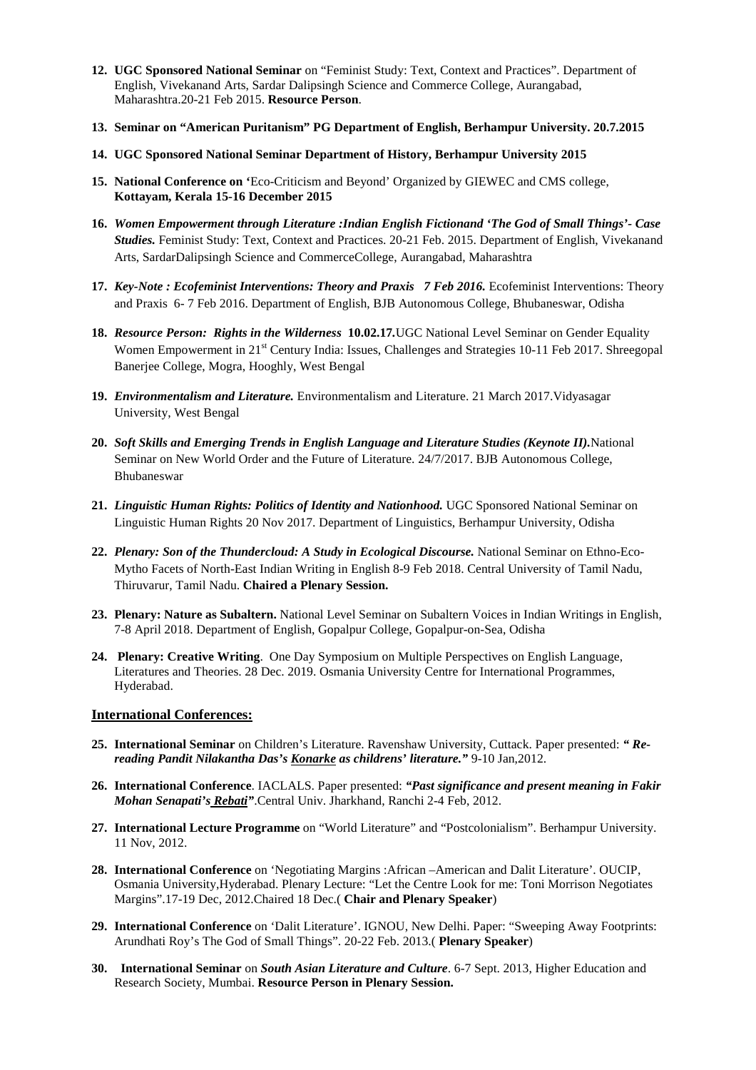12. **UGC Sponsored National Seminar** on "Feminist Study: Text, Context and Practices". Department of English, Vivekanand Arts, Sardar Dalipsingh Science and Commerce College, Aurangabad, Maharashtra.20-21 Feb 2015. **Resource Person**.

13. **Seminar on "American Puritanism" PG Department of English, Berhampur University. 20.7.2015**

14. **UGC Sponsored National Seminar Department of History, Berhampur University 2015**

15. **National Conference on '**Eco-Criticism and Beyond' Organized by GIEWEC and CMS college, **Kottayam, Kerala 15-16 December 2015**

16. ***Women Empowerment through Literature :Indian English Fictionand 'The God of Small Things'- Case Studies.*** Feminist Study: Text, Context and Practices. 20-21 Feb. 2015. Department of English, Vivekanand Arts, SardarDalipsingh Science and CommerceCollege, Aurangabad, Maharashtra

17. ***Key-Note : Ecofeminist Interventions: Theory and Praxis 7 Feb 2016.*** Ecofeminist Interventions: Theory and Praxis 6- 7 Feb 2016. Department of English, BJB Autonomous College, Bhubaneswar, Odisha

18. ***Resource Person: Rights in the Wilderness*** **10.02.17.**UGC National Level Seminar on Gender Equality Women Empowerment in 21st Century India: Issues, Challenges and Strategies 10-11 Feb 2017. Shreegopal Banerjee College, Mogra, Hooghly, West Bengal

19. ***Environmentalism and Literature.*** Environmentalism and Literature. 21 March 2017.Vidyasagar University, West Bengal

20. ***Soft Skills and Emerging Trends in English Language and Literature Studies (Keynote II).***National Seminar on New World Order and the Future of Literature. 24/7/2017. BJB Autonomous College, Bhubaneswar

21. ***Linguistic Human Rights: Politics of Identity and Nationhood.*** UGC Sponsored National Seminar on Linguistic Human Rights 20 Nov 2017. Department of Linguistics, Berhampur University, Odisha

22. ***Plenary: Son of the Thundercloud: A Study in Ecological Discourse.*** National Seminar on Ethno-Eco-Mytho Facets of North-East Indian Writing in English 8-9 Feb 2018. Central University of Tamil Nadu, Thiruvarur, Tamil Nadu. **Chaired a Plenary Session.**

23. **Plenary: Nature as Subaltern.** National Level Seminar on Subaltern Voices in Indian Writings in English, 7-8 April 2018. Department of English, Gopalpur College, Gopalpur-on-Sea, Odisha

24. **Plenary: Creative Writing**. One Day Symposium on Multiple Perspectives on English Language, Literatures and Theories. 28 Dec. 2019. Osmania University Centre for International Programmes, Hyderabad.

## International Conferences:

25. **International Seminar** on Children's Literature. Ravenshaw University, Cuttack. Paper presented: ***" Re-reading Pandit Nilakantha Das's Konarke as childrens' literature."*** 9-10 Jan,2012.

26. **International Conference**. IACLALS. Paper presented: ***"Past significance and present meaning in Fakir Mohan Senapati's Rebati"***.Central Univ. Jharkhand, Ranchi 2-4 Feb, 2012.

27. **International Lecture Programme** on "World Literature" and "Postcolonialism". Berhampur University. 11 Nov, 2012.

28. **International Conference** on 'Negotiating Margins :African –American and Dalit Literature'. OUCIP, Osmania University,Hyderabad. Plenary Lecture: "Let the Centre Look for me: Toni Morrison Negotiates Margins".17-19 Dec, 2012.Chaired 18 Dec.( **Chair and Plenary Speaker**)

29. **International Conference** on 'Dalit Literature'. IGNOU, New Delhi. Paper: "Sweeping Away Footprints: Arundhati Roy's The God of Small Things". 20-22 Feb. 2013.( **Plenary Speaker**)

30. **International Seminar** on ***South Asian Literature and Culture***. 6-7 Sept. 2013, Higher Education and Research Society, Mumbai. **Resource Person in Plenary Session.**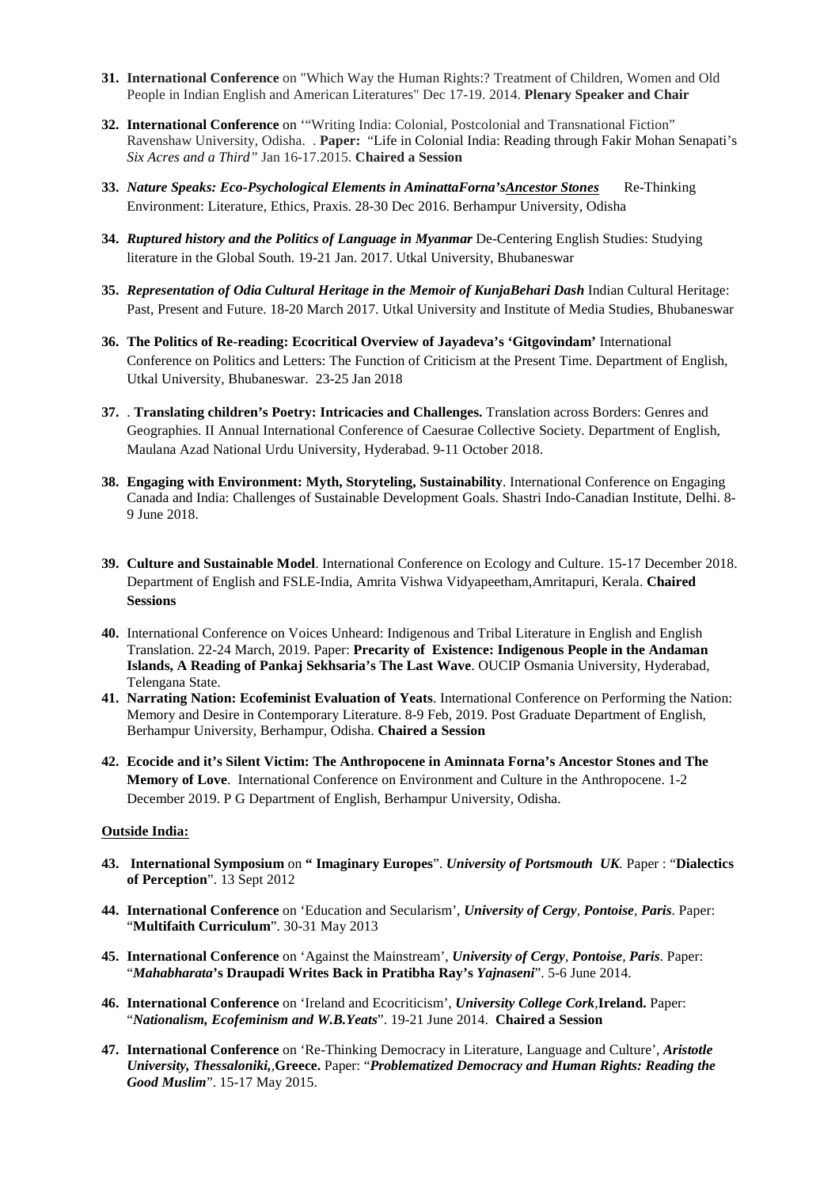31. **International Conference** on "Which Way the Human Rights:? Treatment of Children, Women and Old People in Indian English and American Literatures" Dec 17-19. 2014. **Plenary Speaker and Chair**

32. **International Conference** on '"Writing India: Colonial, Postcolonial and Transnational Fiction" Ravenshaw University, Odisha. . **Paper:** "Life in Colonial India: Reading through Fakir Mohan Senapati's *Six Acres and a Third"* Jan 16-17.2015. **Chaired a Session**

33. ***Nature Speaks: Eco-Psychological Elements in AminattaForna's<u>Ancestor Stones</u>*** Re-Thinking Environment: Literature, Ethics, Praxis. 28-30 Dec 2016. Berhampur University, Odisha

34. ***Ruptured history and the Politics of Language in Myanmar*** De-Centering English Studies: Studying literature in the Global South. 19-21 Jan. 2017. Utkal University, Bhubaneswar

35. ***Representation of Odia Cultural Heritage in the Memoir of KunjaBehari Dash*** Indian Cultural Heritage: Past, Present and Future. 18-20 March 2017. Utkal University and Institute of Media Studies, Bhubaneswar

36. **The Politics of Re-reading: Ecocritical Overview of Jayadeva's 'Gitgovindam'** International Conference on Politics and Letters: The Function of Criticism at the Present Time. Department of English, Utkal University, Bhubaneswar. 23-25 Jan 2018

37. . **Translating children's Poetry: Intricacies and Challenges.** Translation across Borders: Genres and Geographies. II Annual International Conference of Caesurae Collective Society. Department of English, Maulana Azad National Urdu University, Hyderabad. 9-11 October 2018.

38. **Engaging with Environment: Myth, Storyteling, Sustainability**. International Conference on Engaging Canada and India: Challenges of Sustainable Development Goals. Shastri Indo-Canadian Institute, Delhi. 8-9 June 2018.

39. **Culture and Sustainable Model**. International Conference on Ecology and Culture. 15-17 December 2018. Department of English and FSLE-India, Amrita Vishwa Vidyapeetham,Amritapuri, Kerala. **Chaired Sessions**

40. International Conference on Voices Unheard: Indigenous and Tribal Literature in English and English Translation. 22-24 March, 2019. Paper: **Precarity of Existence: Indigenous People in the Andaman Islands, A Reading of Pankaj Sekhsaria's The Last Wave**. OUCIP Osmania University, Hyderabad, Telengana State.

41. **Narrating Nation: Ecofeminist Evaluation of Yeats**. International Conference on Performing the Nation: Memory and Desire in Contemporary Literature. 8-9 Feb, 2019. Post Graduate Department of English, Berhampur University, Berhampur, Odisha. **Chaired a Session**

42. **Ecocide and it's Silent Victim: The Anthropocene in Aminnata Forna's Ancestor Stones and The Memory of Love**. International Conference on Environment and Culture in the Anthropocene. 1-2 December 2019. P G Department of English, Berhampur University, Odisha.

**<u>Outside India:</u>**

43. **International Symposium** on **" Imaginary Europes**". ***University of Portsmouth UK.*** Paper : "**Dialectics of Perception**". 13 Sept 2012

44. **International Conference** on 'Education and Secularism', ***University of Cergy, Pontoise, Paris***. Paper: "**Multifaith Curriculum**". 30-31 May 2013

45. **International Conference** on 'Against the Mainstream', ***University of Cergy, Pontoise, Paris***. Paper: "***Mahabharata*'s Draupadi Writes Back in Pratibha Ray's *Yajnaseni***". 5-6 June 2014.

46. **International Conference** on 'Ireland and Ecocriticism', ***University College Cork*,Ireland.** Paper: "***Nationalism, Ecofeminism and W.B.Yeats***". 19-21 June 2014. **Chaired a Session**

47. **International Conference** on 'Re-Thinking Democracy in Literature, Language and Culture', ***Aristotle University, Thessaloniki,*,Greece.** Paper: "***Problematized Democracy and Human Rights: Reading the Good Muslim***". 15-17 May 2015.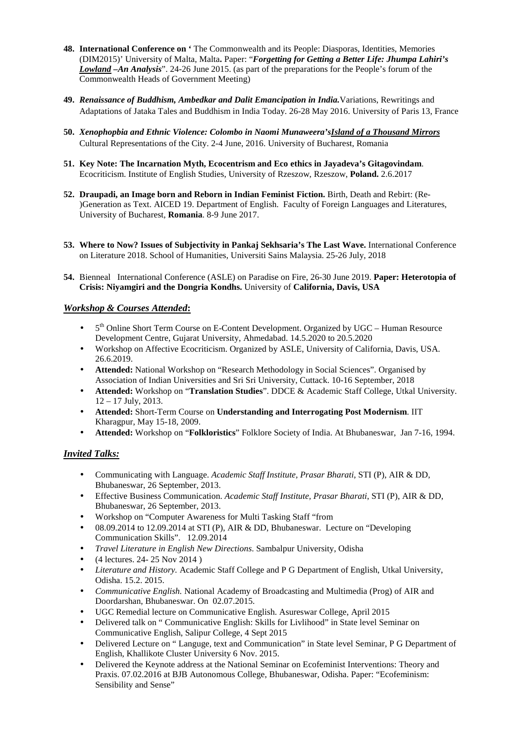48. **International Conference on '** The Commonwealth and its People: Diasporas, Identities, Memories (DIM2015)' University of Malta, Malta**.** Paper: "***Forgetting for Getting a Better Life: Jhumpa Lahiri's Lowland –An Analysis***". 24-26 June 2015. (as part of the preparations for the People's forum of the Commonwealth Heads of Government Meeting)

49. ***Renaissance of Buddhism, Ambedkar and Dalit Emancipation in India.*** Variations, Rewritings and Adaptations of Jataka Tales and Buddhism in India Today. 26-28 May 2016. University of Paris 13, France

50. ***Xenophopbia and Ethnic Violence: Colombo in Naomi Munaweera's Island of a Thousand Mirrors*** Cultural Representations of the City. 2-4 June, 2016. University of Bucharest, Romania

51. **Key Note: The Incarnation Myth, Ecocentrism and Eco ethics in Jayadeva's Gitagovindam**. Ecocriticism. Institute of English Studies, University of Rzeszow, Rzeszow, **Poland.** 2.6.2017

52. **Draupadi, an Image born and Reborn in Indian Feminist Fiction.** Birth, Death and Rebirt: (Re-)Generation as Text. AICED 19. Department of English. Faculty of Foreign Languages and Literatures, University of Bucharest, **Romania**. 8-9 June 2017.

53. **Where to Now? Issues of Subjectivity in Pankaj Sekhsaria's The Last Wave.** International Conference on Literature 2018. School of Humanities, Universiti Sains Malaysia. 25-26 July, 2018

54. Bienneal International Conference (ASLE) on Paradise on Fire, 26-30 June 2019. **Paper: Heterotopia of Crisis: Niyamgiri and the Dongria Kondhs.** University of **California, Davis, USA**

## ***Workshop & Courses Attended:***

- 5th Online Short Term Course on E-Content Development. Organized by UGC – Human Resource Development Centre, Gujarat University, Ahmedabad. 14.5.2020 to 20.5.2020
- Workshop on Affective Ecocriticism. Organized by ASLE, University of California, Davis, USA. 26.6.2019.
- **Attended:** National Workshop on "Research Methodology in Social Sciences". Organised by Association of Indian Universities and Sri Sri University, Cuttack. 10-16 September, 2018
- **Attended:** Workshop on "**Translation Studies**". DDCE & Academic Staff College, Utkal University. 12 – 17 July, 2013.
- **Attended:** Short-Term Course on **Understanding and Interrogating Post Modernism**. IIT Kharagpur, May 15-18, 2009.
- **Attended:** Workshop on "**Folkloristics**" Folklore Society of India. At Bhubaneswar, Jan 7-16, 1994.

## ***Invited Talks:***

- Communicating with Language. *Academic Staff Institute, Prasar Bharati*, STI (P), AIR & DD, Bhubaneswar, 26 September, 2013.
- Effective Business Communication. *Academic Staff Institute, Prasar Bharati*, STI (P), AIR & DD, Bhubaneswar, 26 September, 2013.
- Workshop on "Computer Awareness for Multi Tasking Staff "from
- 08.09.2014 to 12.09.2014 at STI (P), AIR & DD, Bhubaneswar. Lecture on "Developing Communication Skills". 12.09.2014
- *Travel Literature in English New Directions.* Sambalpur University, Odisha
- (4 lectures. 24- 25 Nov 2014 )
- *Literature and History.* Academic Staff College and P G Department of English, Utkal University, Odisha. 15.2. 2015.
- *Communicative English.* National Academy of Broadcasting and Multimedia (Prog) of AIR and Doordarshan, Bhubaneswar. On 02.07.2015.
- UGC Remedial lecture on Communicative English. Asureswar College, April 2015
- Delivered talk on " Communicative English: Skills for Livlihood" in State level Seminar on Communicative English, Salipur College, 4 Sept 2015
- Delivered Lecture on " Languge, text and Communication" in State level Seminar, P G Department of English, Khallikote Cluster University 6 Nov. 2015.
- Delivered the Keynote address at the National Seminar on Ecofeminist Interventions: Theory and Praxis. 07.02.2016 at BJB Autonomous College, Bhubaneswar, Odisha. Paper: "Ecofeminism: Sensibility and Sense"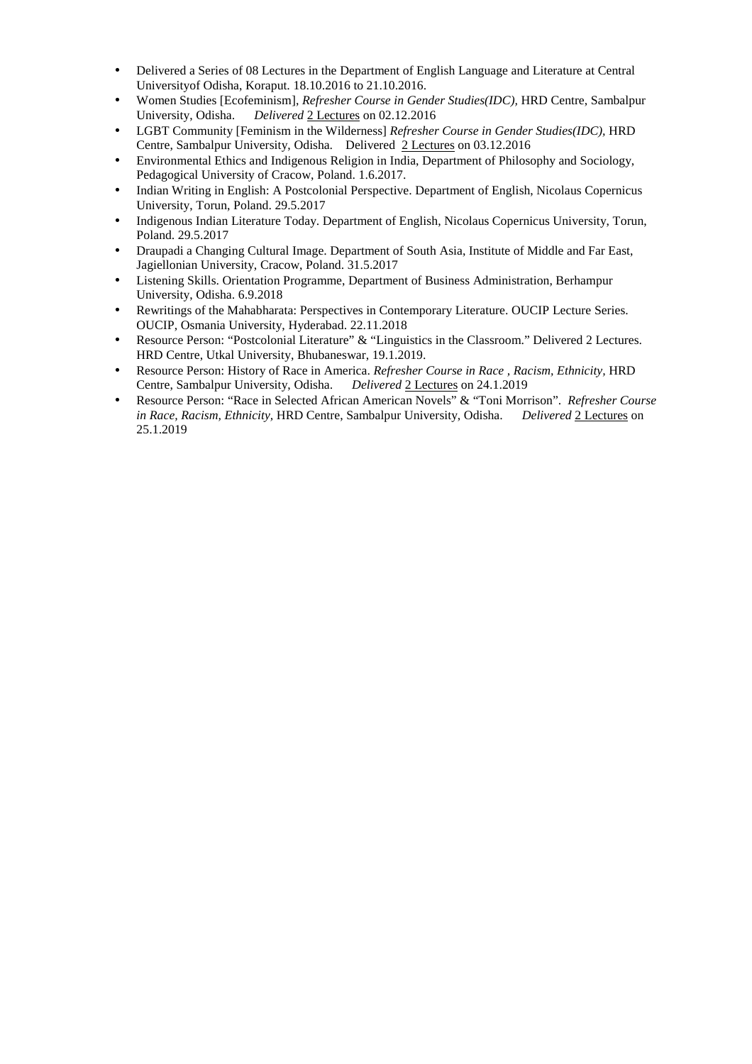- Delivered a Series of 08 Lectures in the Department of English Language and Literature at Central Universityof Odisha, Koraput. 18.10.2016 to 21.10.2016.
- Women Studies [Ecofeminism], *Refresher Course in Gender Studies(IDC),* HRD Centre, Sambalpur University, Odisha. *Delivered* 2 Lectures on 02.12.2016
- LGBT Community [Feminism in the Wilderness] *Refresher Course in Gender Studies(IDC),* HRD Centre, Sambalpur University, Odisha. Delivered 2 Lectures on 03.12.2016
- Environmental Ethics and Indigenous Religion in India, Department of Philosophy and Sociology, Pedagogical University of Cracow, Poland. 1.6.2017.
- Indian Writing in English: A Postcolonial Perspective. Department of English, Nicolaus Copernicus University, Torun, Poland. 29.5.2017
- Indigenous Indian Literature Today. Department of English, Nicolaus Copernicus University, Torun, Poland. 29.5.2017
- Draupadi a Changing Cultural Image. Department of South Asia, Institute of Middle and Far East, Jagiellonian University, Cracow, Poland. 31.5.2017
- Listening Skills. Orientation Programme, Department of Business Administration, Berhampur University, Odisha. 6.9.2018
- Rewritings of the Mahabharata: Perspectives in Contemporary Literature. OUCIP Lecture Series. OUCIP, Osmania University, Hyderabad. 22.11.2018
- Resource Person: "Postcolonial Literature" & "Linguistics in the Classroom." Delivered 2 Lectures. HRD Centre, Utkal University, Bhubaneswar, 19.1.2019.
- Resource Person: History of Race in America. *Refresher Course in Race , Racism, Ethnicity,* HRD Centre, Sambalpur University, Odisha. *Delivered* 2 Lectures on 24.1.2019
- Resource Person: "Race in Selected African American Novels" & "Toni Morrison". *Refresher Course in Race, Racism, Ethnicity,* HRD Centre, Sambalpur University, Odisha. *Delivered* 2 Lectures on 25.1.2019